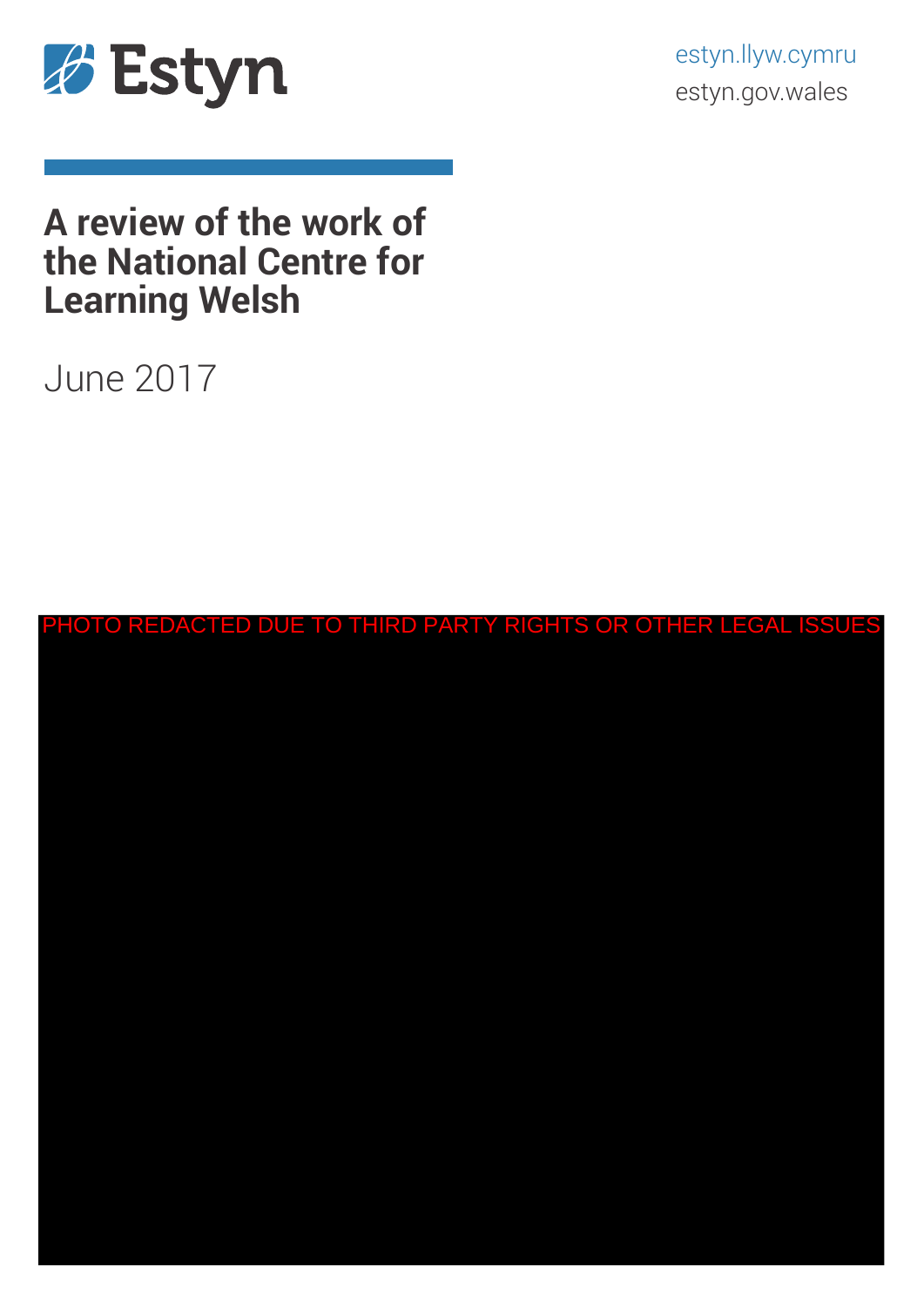Estyn

estyn.llyw.cymru
estyn.gov.wales

# A review of the work of the National Centre for Learning Welsh

June 2017

PHOTO REDACTED DUE TO THIRD PARTY RIGHTS OR OTHER LEGAL ISSUES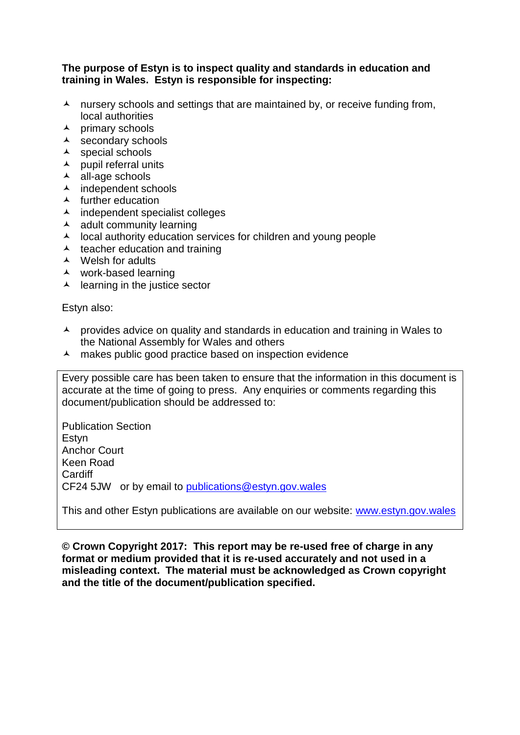**The purpose of Estyn is to inspect quality and standards in education and training in Wales. Estyn is responsible for inspecting:**

- nursery schools and settings that are maintained by, or receive funding from, local authorities
- primary schools
- secondary schools
- special schools
- pupil referral units
- all-age schools
- independent schools
- further education
- independent specialist colleges
- adult community learning
- local authority education services for children and young people
- teacher education and training
- Welsh for adults
- work-based learning
- learning in the justice sector

Estyn also:

- provides advice on quality and standards in education and training in Wales to the National Assembly for Wales and others
- makes public good practice based on inspection evidence

Every possible care has been taken to ensure that the information in this document is accurate at the time of going to press. Any enquiries or comments regarding this document/publication should be addressed to:

Publication Section
Estyn
Anchor Court
Keen Road
Cardiff
CF24 5JW or by email to [publications@estyn.gov.wales](mailto:publications@estyn.gov.wales)

This and other Estyn publications are available on our website: [www.estyn.gov.wales](http://www.estyn.gov.wales)

**© Crown Copyright 2017: This report may be re-used free of charge in any format or medium provided that it is re-used accurately and not used in a misleading context. The material must be acknowledged as Crown copyright and the title of the document/publication specified.**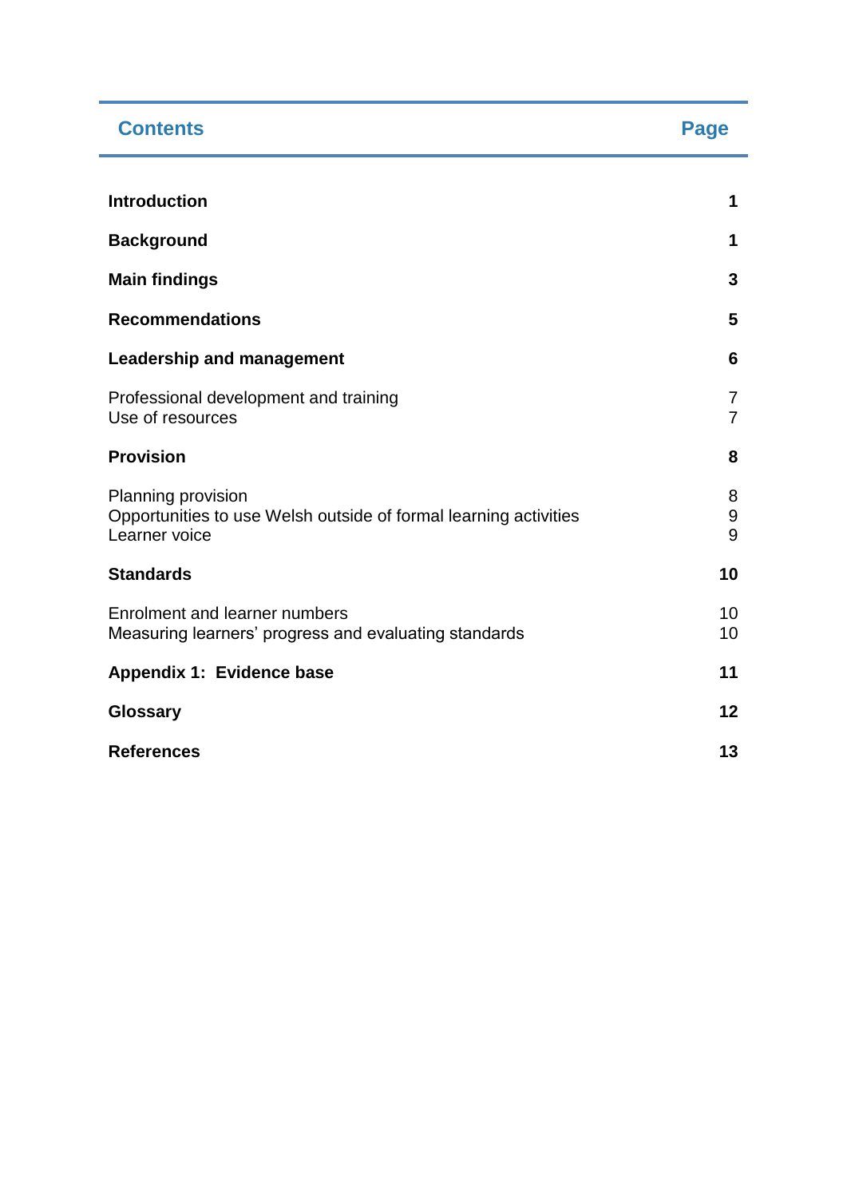| Contents | Page |
|---|---|
| **Introduction** | **1** |
| **Background** | **1** |
| **Main findings** | **3** |
| **Recommendations** | **5** |
| **Leadership and management** | **6** |
| Professional development and training | 7 |
| Use of resources | 7 |
| **Provision** | **8** |
| Planning provision | 8 |
| Opportunities to use Welsh outside of formal learning activities | 9 |
| Learner voice | 9 |
| **Standards** | **10** |
| Enrolment and learner numbers | 10 |
| Measuring learners' progress and evaluating standards | 10 |
| **Appendix 1: Evidence base** | **11** |
| **Glossary** | **12** |
| **References** | **13** |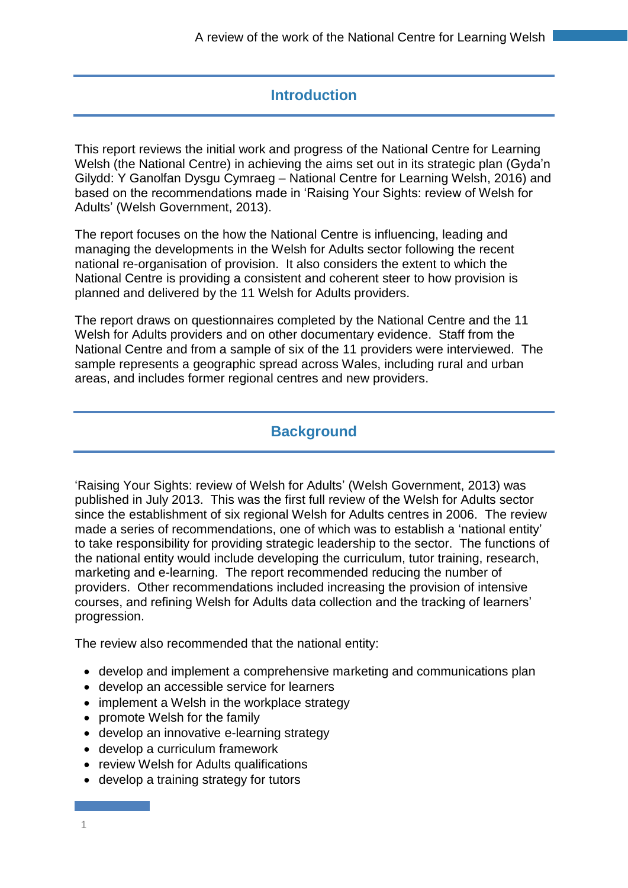## Introduction

This report reviews the initial work and progress of the National Centre for Learning Welsh (the National Centre) in achieving the aims set out in its strategic plan (Gyda'n Gilydd: Y Ganolfan Dysgu Cymraeg – National Centre for Learning Welsh, 2016) and based on the recommendations made in 'Raising Your Sights: review of Welsh for Adults' (Welsh Government, 2013).

The report focuses on the how the National Centre is influencing, leading and managing the developments in the Welsh for Adults sector following the recent national re-organisation of provision. It also considers the extent to which the National Centre is providing a consistent and coherent steer to how provision is planned and delivered by the 11 Welsh for Adults providers.

The report draws on questionnaires completed by the National Centre and the 11 Welsh for Adults providers and on other documentary evidence. Staff from the National Centre and from a sample of six of the 11 providers were interviewed. The sample represents a geographic spread across Wales, including rural and urban areas, and includes former regional centres and new providers.

## Background

'Raising Your Sights: review of Welsh for Adults' (Welsh Government, 2013) was published in July 2013. This was the first full review of the Welsh for Adults sector since the establishment of six regional Welsh for Adults centres in 2006. The review made a series of recommendations, one of which was to establish a 'national entity' to take responsibility for providing strategic leadership to the sector. The functions of the national entity would include developing the curriculum, tutor training, research, marketing and e-learning. The report recommended reducing the number of providers. Other recommendations included increasing the provision of intensive courses, and refining Welsh for Adults data collection and the tracking of learners' progression.

The review also recommended that the national entity:

- develop and implement a comprehensive marketing and communications plan
- develop an accessible service for learners
- implement a Welsh in the workplace strategy
- promote Welsh for the family
- develop an innovative e-learning strategy
- develop a curriculum framework
- review Welsh for Adults qualifications
- develop a training strategy for tutors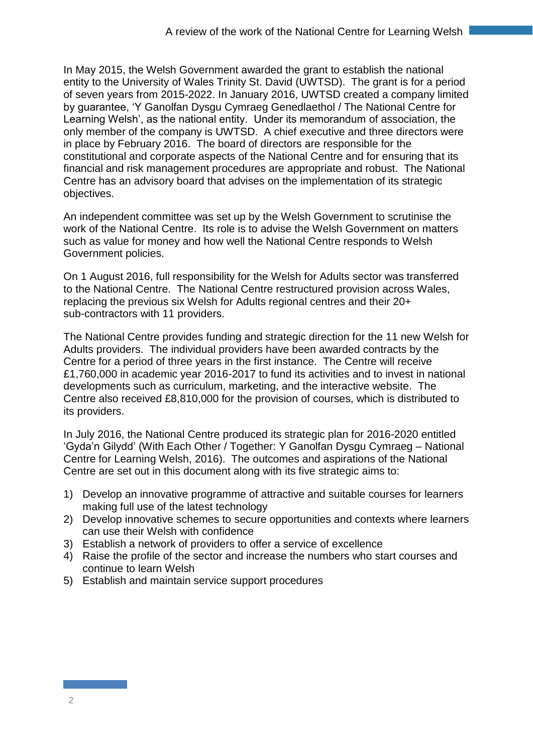In May 2015, the Welsh Government awarded the grant to establish the national entity to the University of Wales Trinity St. David (UWTSD). The grant is for a period of seven years from 2015-2022. In January 2016, UWTSD created a company limited by guarantee, 'Y Ganolfan Dysgu Cymraeg Genedlaethol / The National Centre for Learning Welsh', as the national entity. Under its memorandum of association, the only member of the company is UWTSD. A chief executive and three directors were in place by February 2016. The board of directors are responsible for the constitutional and corporate aspects of the National Centre and for ensuring that its financial and risk management procedures are appropriate and robust. The National Centre has an advisory board that advises on the implementation of its strategic objectives.

An independent committee was set up by the Welsh Government to scrutinise the work of the National Centre. Its role is to advise the Welsh Government on matters such as value for money and how well the National Centre responds to Welsh Government policies.

On 1 August 2016, full responsibility for the Welsh for Adults sector was transferred to the National Centre. The National Centre restructured provision across Wales, replacing the previous six Welsh for Adults regional centres and their 20+ sub-contractors with 11 providers.

The National Centre provides funding and strategic direction for the 11 new Welsh for Adults providers. The individual providers have been awarded contracts by the Centre for a period of three years in the first instance. The Centre will receive £1,760,000 in academic year 2016-2017 to fund its activities and to invest in national developments such as curriculum, marketing, and the interactive website. The Centre also received £8,810,000 for the provision of courses, which is distributed to its providers.

In July 2016, the National Centre produced its strategic plan for 2016-2020 entitled 'Gyda'n Gilydd' (With Each Other / Together: Y Ganolfan Dysgu Cymraeg – National Centre for Learning Welsh, 2016). The outcomes and aspirations of the National Centre are set out in this document along with its five strategic aims to:

1) Develop an innovative programme of attractive and suitable courses for learners making full use of the latest technology
2) Develop innovative schemes to secure opportunities and contexts where learners can use their Welsh with confidence
3) Establish a network of providers to offer a service of excellence
4) Raise the profile of the sector and increase the numbers who start courses and continue to learn Welsh
5) Establish and maintain service support procedures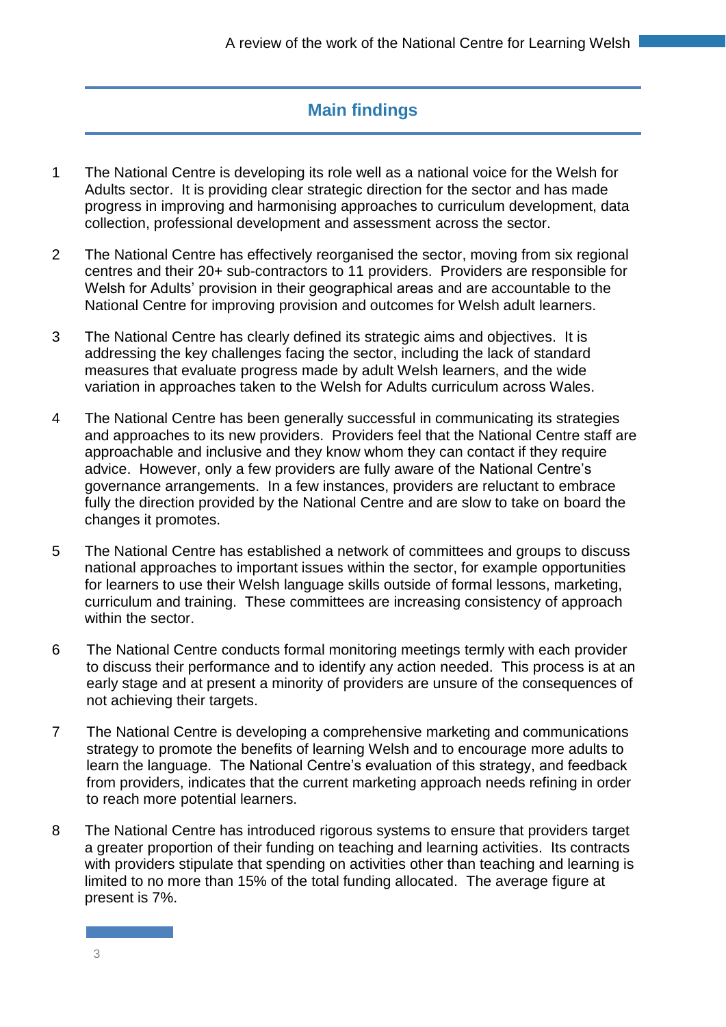## Main findings

1. The National Centre is developing its role well as a national voice for the Welsh for Adults sector. It is providing clear strategic direction for the sector and has made progress in improving and harmonising approaches to curriculum development, data collection, professional development and assessment across the sector.

2. The National Centre has effectively reorganised the sector, moving from six regional centres and their 20+ sub-contractors to 11 providers. Providers are responsible for Welsh for Adults' provision in their geographical areas and are accountable to the National Centre for improving provision and outcomes for Welsh adult learners.

3. The National Centre has clearly defined its strategic aims and objectives. It is addressing the key challenges facing the sector, including the lack of standard measures that evaluate progress made by adult Welsh learners, and the wide variation in approaches taken to the Welsh for Adults curriculum across Wales.

4. The National Centre has been generally successful in communicating its strategies and approaches to its new providers. Providers feel that the National Centre staff are approachable and inclusive and they know whom they can contact if they require advice. However, only a few providers are fully aware of the National Centre's governance arrangements. In a few instances, providers are reluctant to embrace fully the direction provided by the National Centre and are slow to take on board the changes it promotes.

5. The National Centre has established a network of committees and groups to discuss national approaches to important issues within the sector, for example opportunities for learners to use their Welsh language skills outside of formal lessons, marketing, curriculum and training. These committees are increasing consistency of approach within the sector.

6. The National Centre conducts formal monitoring meetings termly with each provider to discuss their performance and to identify any action needed. This process is at an early stage and at present a minority of providers are unsure of the consequences of not achieving their targets.

7. The National Centre is developing a comprehensive marketing and communications strategy to promote the benefits of learning Welsh and to encourage more adults to learn the language. The National Centre's evaluation of this strategy, and feedback from providers, indicates that the current marketing approach needs refining in order to reach more potential learners.

8. The National Centre has introduced rigorous systems to ensure that providers target a greater proportion of their funding on teaching and learning activities. Its contracts with providers stipulate that spending on activities other than teaching and learning is limited to no more than 15% of the total funding allocated. The average figure at present is 7%.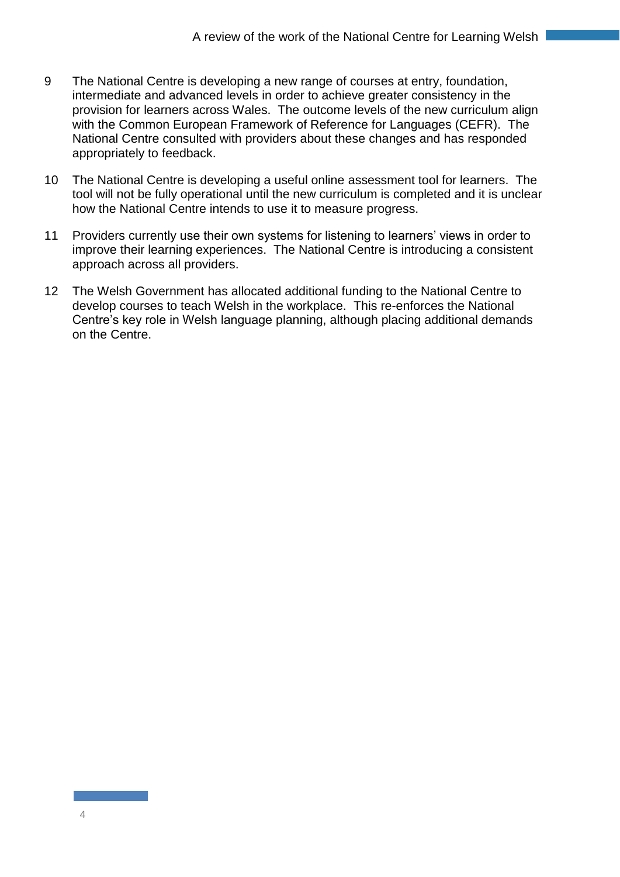9 The National Centre is developing a new range of courses at entry, foundation, intermediate and advanced levels in order to achieve greater consistency in the provision for learners across Wales. The outcome levels of the new curriculum align with the Common European Framework of Reference for Languages (CEFR). The National Centre consulted with providers about these changes and has responded appropriately to feedback.

10 The National Centre is developing a useful online assessment tool for learners. The tool will not be fully operational until the new curriculum is completed and it is unclear how the National Centre intends to use it to measure progress.

11 Providers currently use their own systems for listening to learners' views in order to improve their learning experiences. The National Centre is introducing a consistent approach across all providers.

12 The Welsh Government has allocated additional funding to the National Centre to develop courses to teach Welsh in the workplace. This re-enforces the National Centre's key role in Welsh language planning, although placing additional demands on the Centre.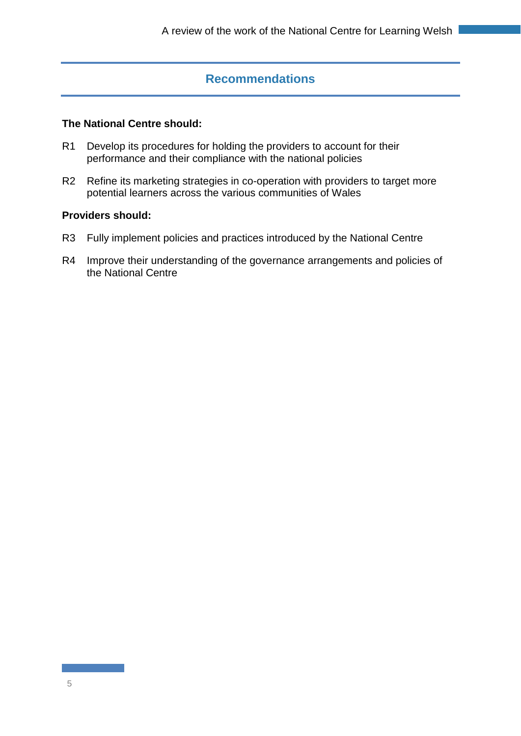## Recommendations

**The National Centre should:**

R1 Develop its procedures for holding the providers to account for their performance and their compliance with the national policies

R2 Refine its marketing strategies in co-operation with providers to target more potential learners across the various communities of Wales

**Providers should:**

R3 Fully implement policies and practices introduced by the National Centre

R4 Improve their understanding of the governance arrangements and policies of the National Centre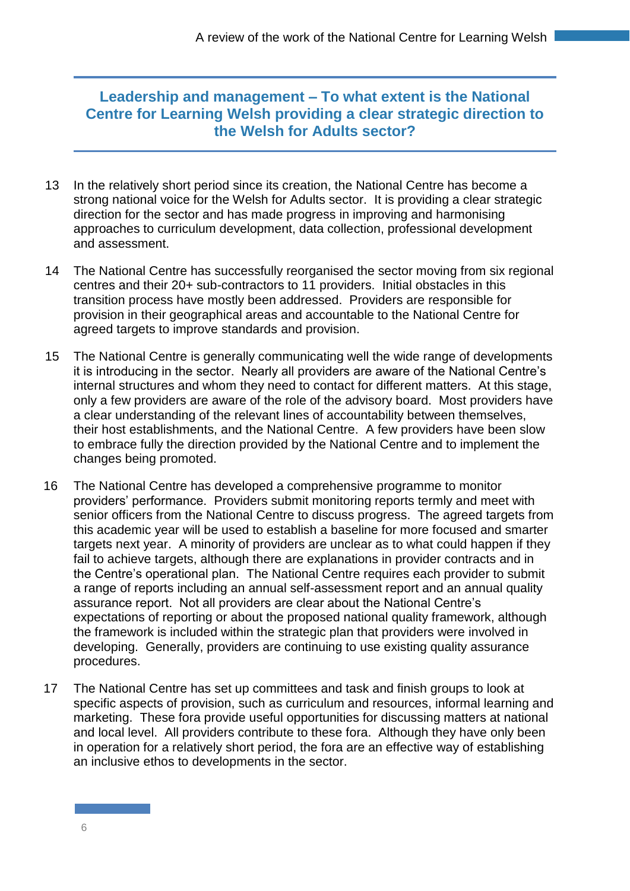## Leadership and management – To what extent is the National Centre for Learning Welsh providing a clear strategic direction to the Welsh for Adults sector?

13 In the relatively short period since its creation, the National Centre has become a strong national voice for the Welsh for Adults sector. It is providing a clear strategic direction for the sector and has made progress in improving and harmonising approaches to curriculum development, data collection, professional development and assessment.

14 The National Centre has successfully reorganised the sector moving from six regional centres and their 20+ sub-contractors to 11 providers. Initial obstacles in this transition process have mostly been addressed. Providers are responsible for provision in their geographical areas and accountable to the National Centre for agreed targets to improve standards and provision.

15 The National Centre is generally communicating well the wide range of developments it is introducing in the sector. Nearly all providers are aware of the National Centre's internal structures and whom they need to contact for different matters. At this stage, only a few providers are aware of the role of the advisory board. Most providers have a clear understanding of the relevant lines of accountability between themselves, their host establishments, and the National Centre. A few providers have been slow to embrace fully the direction provided by the National Centre and to implement the changes being promoted.

16 The National Centre has developed a comprehensive programme to monitor providers' performance. Providers submit monitoring reports termly and meet with senior officers from the National Centre to discuss progress. The agreed targets from this academic year will be used to establish a baseline for more focused and smarter targets next year. A minority of providers are unclear as to what could happen if they fail to achieve targets, although there are explanations in provider contracts and in the Centre's operational plan. The National Centre requires each provider to submit a range of reports including an annual self-assessment report and an annual quality assurance report. Not all providers are clear about the National Centre's expectations of reporting or about the proposed national quality framework, although the framework is included within the strategic plan that providers were involved in developing. Generally, providers are continuing to use existing quality assurance procedures.

17 The National Centre has set up committees and task and finish groups to look at specific aspects of provision, such as curriculum and resources, informal learning and marketing. These fora provide useful opportunities for discussing matters at national and local level. All providers contribute to these fora. Although they have only been in operation for a relatively short period, the fora are an effective way of establishing an inclusive ethos to developments in the sector.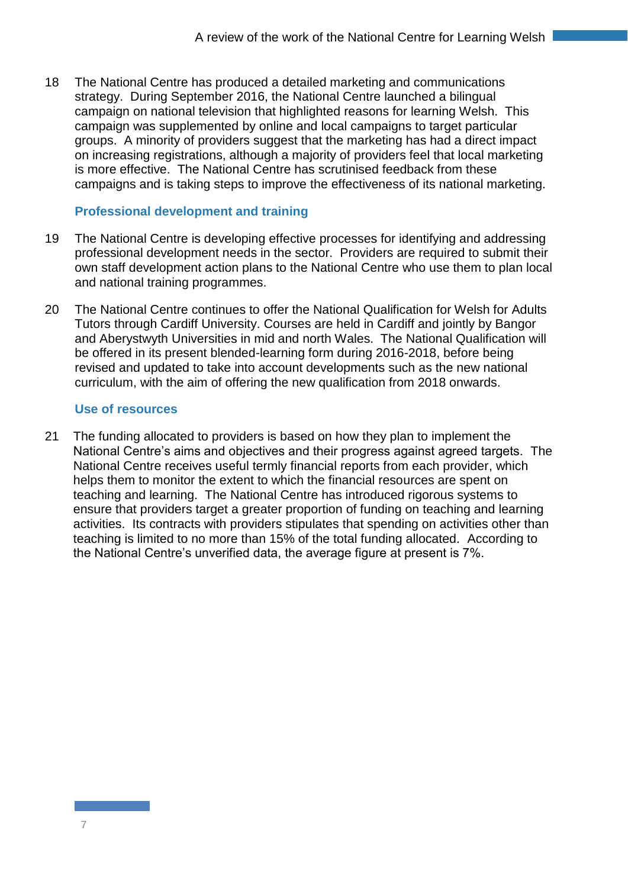18 The National Centre has produced a detailed marketing and communications strategy. During September 2016, the National Centre launched a bilingual campaign on national television that highlighted reasons for learning Welsh. This campaign was supplemented by online and local campaigns to target particular groups. A minority of providers suggest that the marketing has had a direct impact on increasing registrations, although a majority of providers feel that local marketing is more effective. The National Centre has scrutinised feedback from these campaigns and is taking steps to improve the effectiveness of its national marketing.

### Professional development and training

19 The National Centre is developing effective processes for identifying and addressing professional development needs in the sector. Providers are required to submit their own staff development action plans to the National Centre who use them to plan local and national training programmes.

20 The National Centre continues to offer the National Qualification for Welsh for Adults Tutors through Cardiff University. Courses are held in Cardiff and jointly by Bangor and Aberystwyth Universities in mid and north Wales. The National Qualification will be offered in its present blended-learning form during 2016-2018, before being revised and updated to take into account developments such as the new national curriculum, with the aim of offering the new qualification from 2018 onwards.

### Use of resources

21 The funding allocated to providers is based on how they plan to implement the National Centre's aims and objectives and their progress against agreed targets. The National Centre receives useful termly financial reports from each provider, which helps them to monitor the extent to which the financial resources are spent on teaching and learning. The National Centre has introduced rigorous systems to ensure that providers target a greater proportion of funding on teaching and learning activities. Its contracts with providers stipulates that spending on activities other than teaching is limited to no more than 15% of the total funding allocated. According to the National Centre's unverified data, the average figure at present is 7%.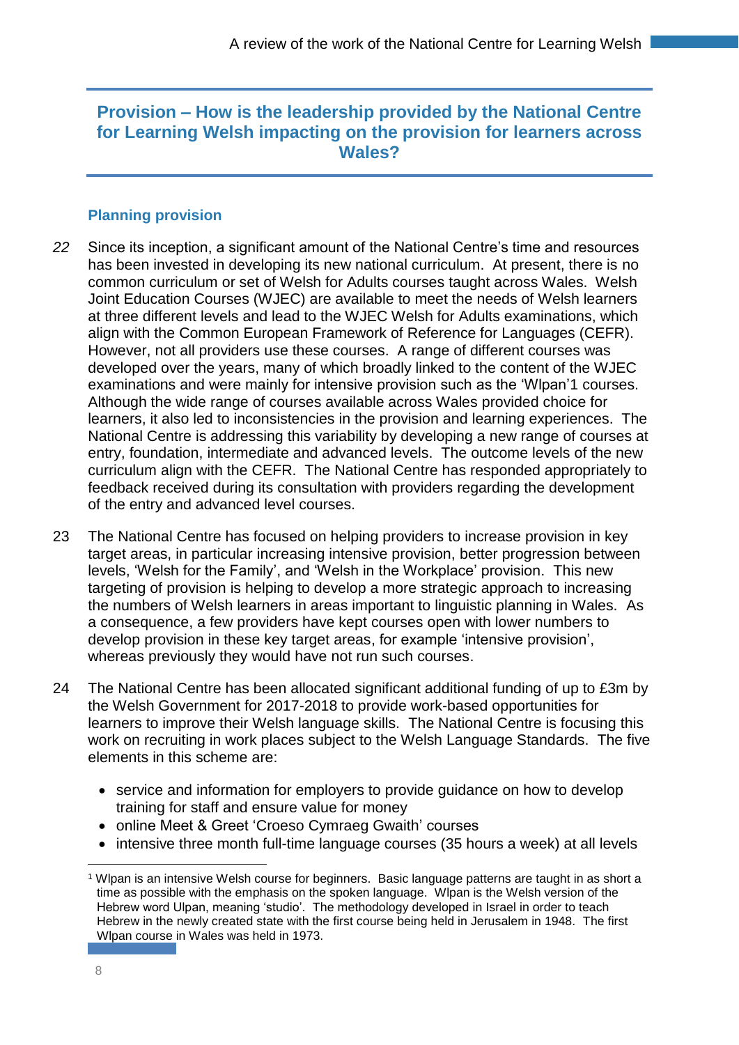## Provision – How is the leadership provided by the National Centre for Learning Welsh impacting on the provision for learners across Wales?

### Planning provision

22 Since its inception, a significant amount of the National Centre's time and resources has been invested in developing its new national curriculum. At present, there is no common curriculum or set of Welsh for Adults courses taught across Wales. Welsh Joint Education Courses (WJEC) are available to meet the needs of Welsh learners at three different levels and lead to the WJEC Welsh for Adults examinations, which align with the Common European Framework of Reference for Languages (CEFR). However, not all providers use these courses. A range of different courses was developed over the years, many of which broadly linked to the content of the WJEC examinations and were mainly for intensive provision such as the 'Wlpan'[1] courses. Although the wide range of courses available across Wales provided choice for learners, it also led to inconsistencies in the provision and learning experiences. The National Centre is addressing this variability by developing a new range of courses at entry, foundation, intermediate and advanced levels. The outcome levels of the new curriculum align with the CEFR. The National Centre has responded appropriately to feedback received during its consultation with providers regarding the development of the entry and advanced level courses.

23 The National Centre has focused on helping providers to increase provision in key target areas, in particular increasing intensive provision, better progression between levels, 'Welsh for the Family', and 'Welsh in the Workplace' provision. This new targeting of provision is helping to develop a more strategic approach to increasing the numbers of Welsh learners in areas important to linguistic planning in Wales. As a consequence, a few providers have kept courses open with lower numbers to develop provision in these key target areas, for example 'intensive provision', whereas previously they would have not run such courses.

24 The National Centre has been allocated significant additional funding of up to £3m by the Welsh Government for 2017-2018 to provide work-based opportunities for learners to improve their Welsh language skills. The National Centre is focusing this work on recruiting in work places subject to the Welsh Language Standards. The five elements in this scheme are:

- service and information for employers to provide guidance on how to develop training for staff and ensure value for money
- online Meet & Greet 'Croeso Cymraeg Gwaith' courses
- intensive three month full-time language courses (35 hours a week) at all levels

[1] Wlpan is an intensive Welsh course for beginners. Basic language patterns are taught in as short a time as possible with the emphasis on the spoken language. Wlpan is the Welsh version of the Hebrew word Ulpan, meaning 'studio'. The methodology developed in Israel in order to teach Hebrew in the newly created state with the first course being held in Jerusalem in 1948. The first Wlpan course in Wales was held in 1973.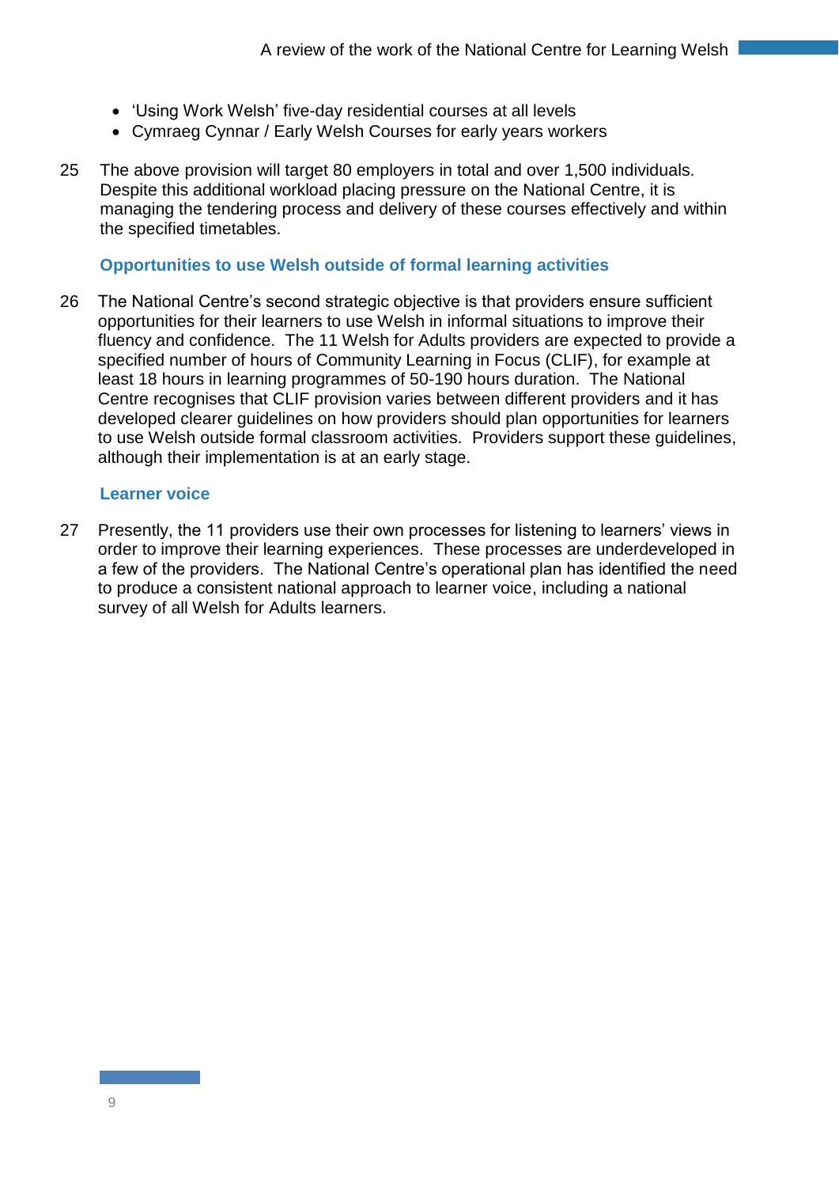- 'Using Work Welsh' five-day residential courses at all levels
- Cymraeg Cynnar / Early Welsh Courses for early years workers

25 The above provision will target 80 employers in total and over 1,500 individuals. Despite this additional workload placing pressure on the National Centre, it is managing the tendering process and delivery of these courses effectively and within the specified timetables.

### Opportunities to use Welsh outside of formal learning activities

26 The National Centre's second strategic objective is that providers ensure sufficient opportunities for their learners to use Welsh in informal situations to improve their fluency and confidence. The 11 Welsh for Adults providers are expected to provide a specified number of hours of Community Learning in Focus (CLIF), for example at least 18 hours in learning programmes of 50-190 hours duration. The National Centre recognises that CLIF provision varies between different providers and it has developed clearer guidelines on how providers should plan opportunities for learners to use Welsh outside formal classroom activities. Providers support these guidelines, although their implementation is at an early stage.

### Learner voice

27 Presently, the 11 providers use their own processes for listening to learners' views in order to improve their learning experiences. These processes are underdeveloped in a few of the providers. The National Centre's operational plan has identified the need to produce a consistent national approach to learner voice, including a national survey of all Welsh for Adults learners.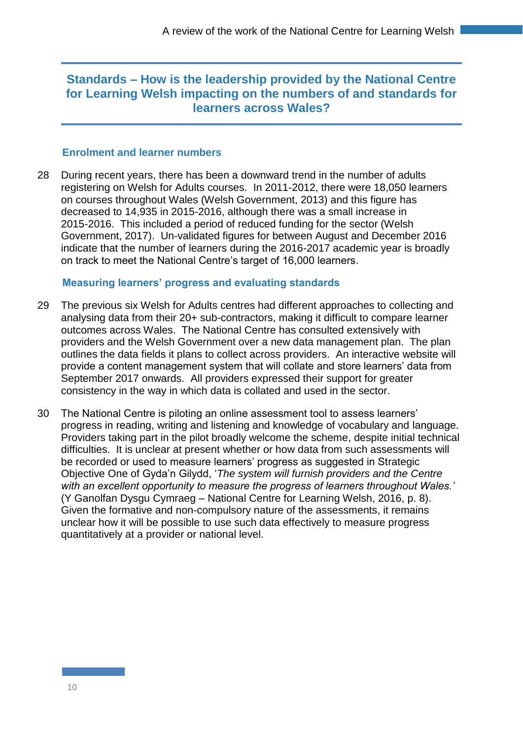## Standards – How is the leadership provided by the National Centre for Learning Welsh impacting on the numbers of and standards for learners across Wales?

### Enrolment and learner numbers

28 During recent years, there has been a downward trend in the number of adults registering on Welsh for Adults courses. In 2011-2012, there were 18,050 learners on courses throughout Wales (Welsh Government, 2013) and this figure has decreased to 14,935 in 2015-2016, although there was a small increase in 2015-2016. This included a period of reduced funding for the sector (Welsh Government, 2017). Un-validated figures for between August and December 2016 indicate that the number of learners during the 2016-2017 academic year is broadly on track to meet the National Centre's target of 16,000 learners.

### Measuring learners' progress and evaluating standards

29 The previous six Welsh for Adults centres had different approaches to collecting and analysing data from their 20+ sub-contractors, making it difficult to compare learner outcomes across Wales. The National Centre has consulted extensively with providers and the Welsh Government over a new data management plan. The plan outlines the data fields it plans to collect across providers. An interactive website will provide a content management system that will collate and store learners' data from September 2017 onwards. All providers expressed their support for greater consistency in the way in which data is collated and used in the sector.

30 The National Centre is piloting an online assessment tool to assess learners' progress in reading, writing and listening and knowledge of vocabulary and language. Providers taking part in the pilot broadly welcome the scheme, despite initial technical difficulties. It is unclear at present whether or how data from such assessments will be recorded or used to measure learners' progress as suggested in Strategic Objective One of Gyda'n Gilydd, '*The system will furnish providers and the Centre with an excellent opportunity to measure the progress of learners throughout Wales.*' (Y Ganolfan Dysgu Cymraeg – National Centre for Learning Welsh, 2016, p. 8). Given the formative and non-compulsory nature of the assessments, it remains unclear how it will be possible to use such data effectively to measure progress quantitatively at a provider or national level.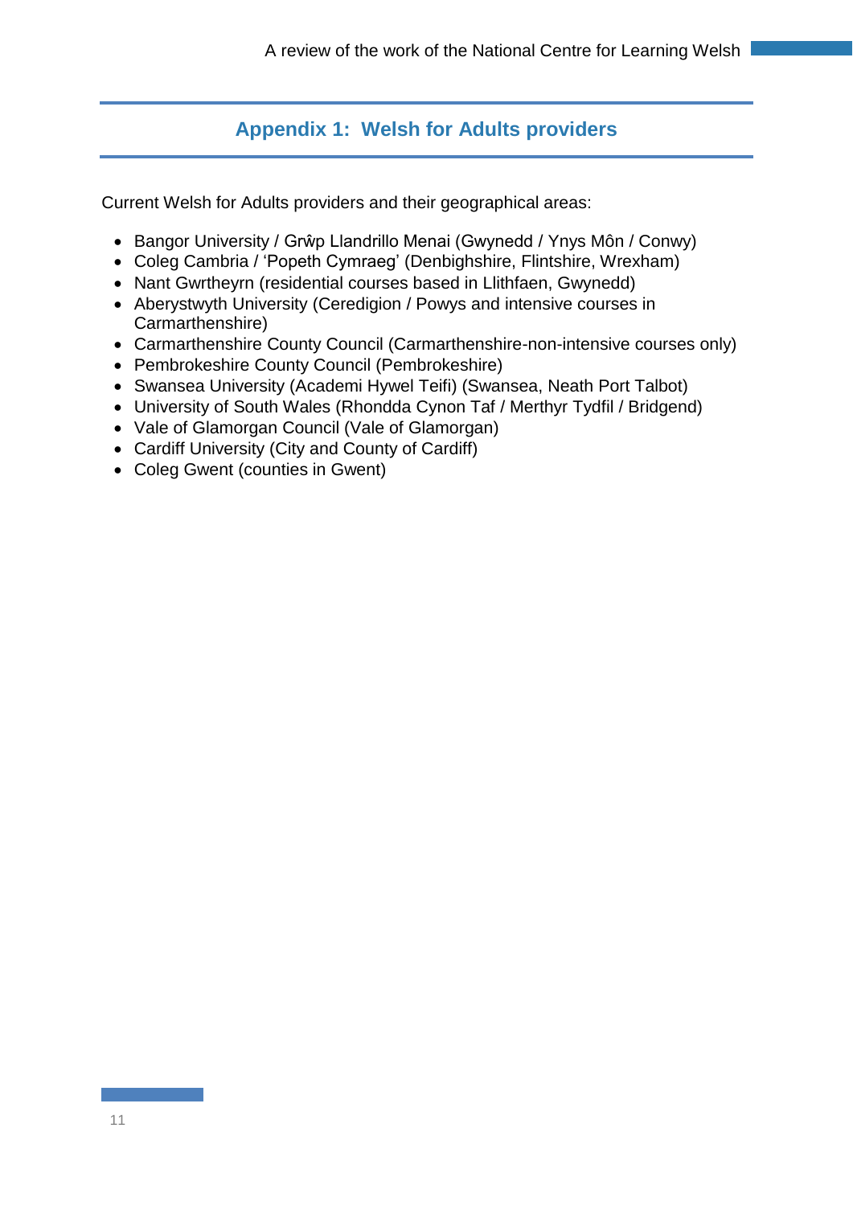## Appendix 1: Welsh for Adults providers

Current Welsh for Adults providers and their geographical areas:

- Bangor University / Grŵp Llandrillo Menai (Gwynedd / Ynys Môn / Conwy)
- Coleg Cambria / 'Popeth Cymraeg' (Denbighshire, Flintshire, Wrexham)
- Nant Gwrtheyrn (residential courses based in Llithfaen, Gwynedd)
- Aberystwyth University (Ceredigion / Powys and intensive courses in Carmarthenshire)
- Carmarthenshire County Council (Carmarthenshire-non-intensive courses only)
- Pembrokeshire County Council (Pembrokeshire)
- Swansea University (Academi Hywel Teifi) (Swansea, Neath Port Talbot)
- University of South Wales (Rhondda Cynon Taf / Merthyr Tydfil / Bridgend)
- Vale of Glamorgan Council (Vale of Glamorgan)
- Cardiff University (City and County of Cardiff)
- Coleg Gwent (counties in Gwent)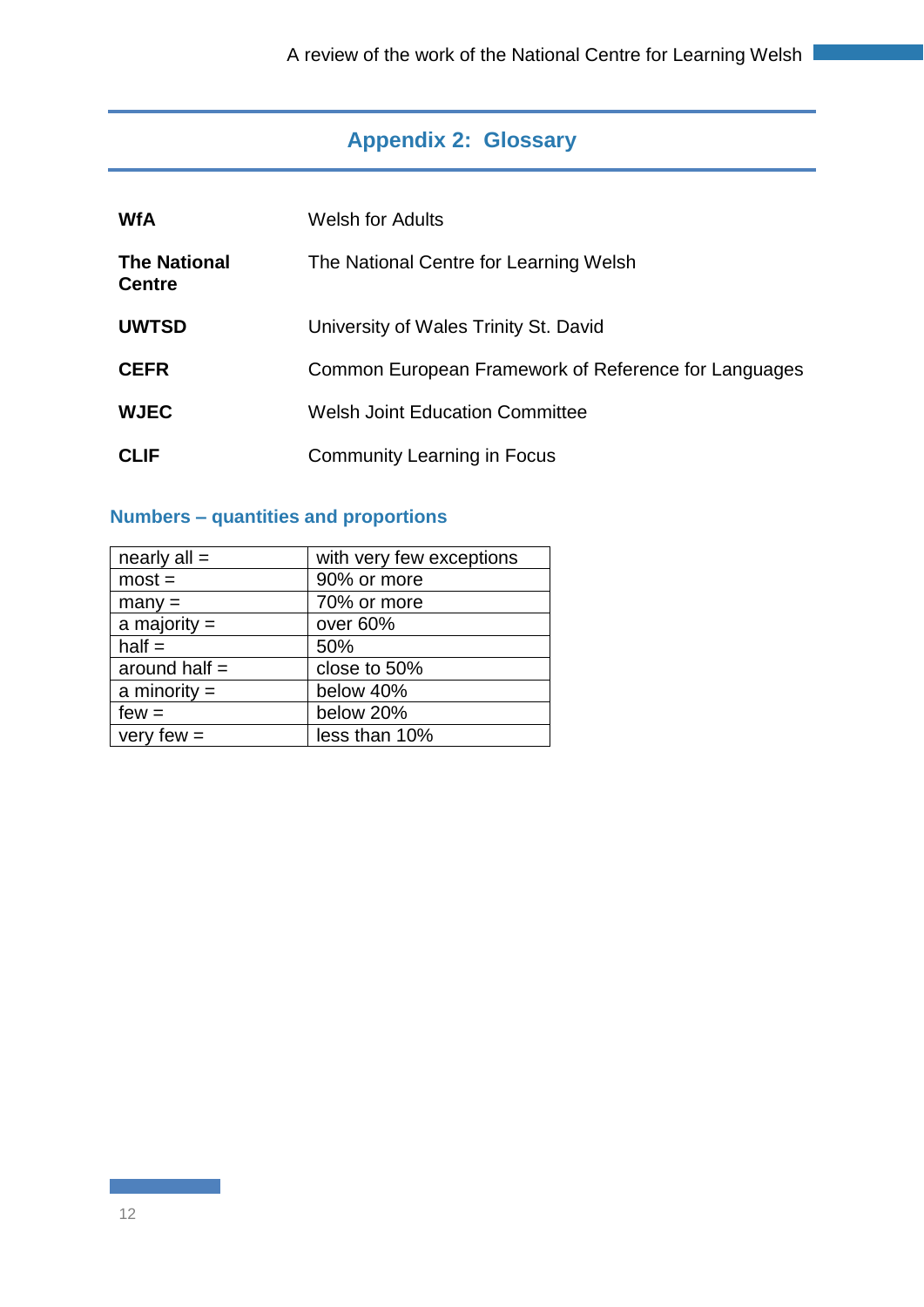## Appendix 2: Glossary

| | |
|---|---|
| **WfA** | Welsh for Adults |
| **The National Centre** | The National Centre for Learning Welsh |
| **UWTSD** | University of Wales Trinity St. David |
| **CEFR** | Common European Framework of Reference for Languages |
| **WJEC** | Welsh Joint Education Committee |
| **CLIF** | Community Learning in Focus |

### Numbers – quantities and proportions

| | |
|---|---|
| nearly all = | with very few exceptions |
| most = | 90% or more |
| many = | 70% or more |
| a majority = | over 60% |
| half = | 50% |
| around half = | close to 50% |
| a minority = | below 40% |
| few = | below 20% |
| very few = | less than 10% |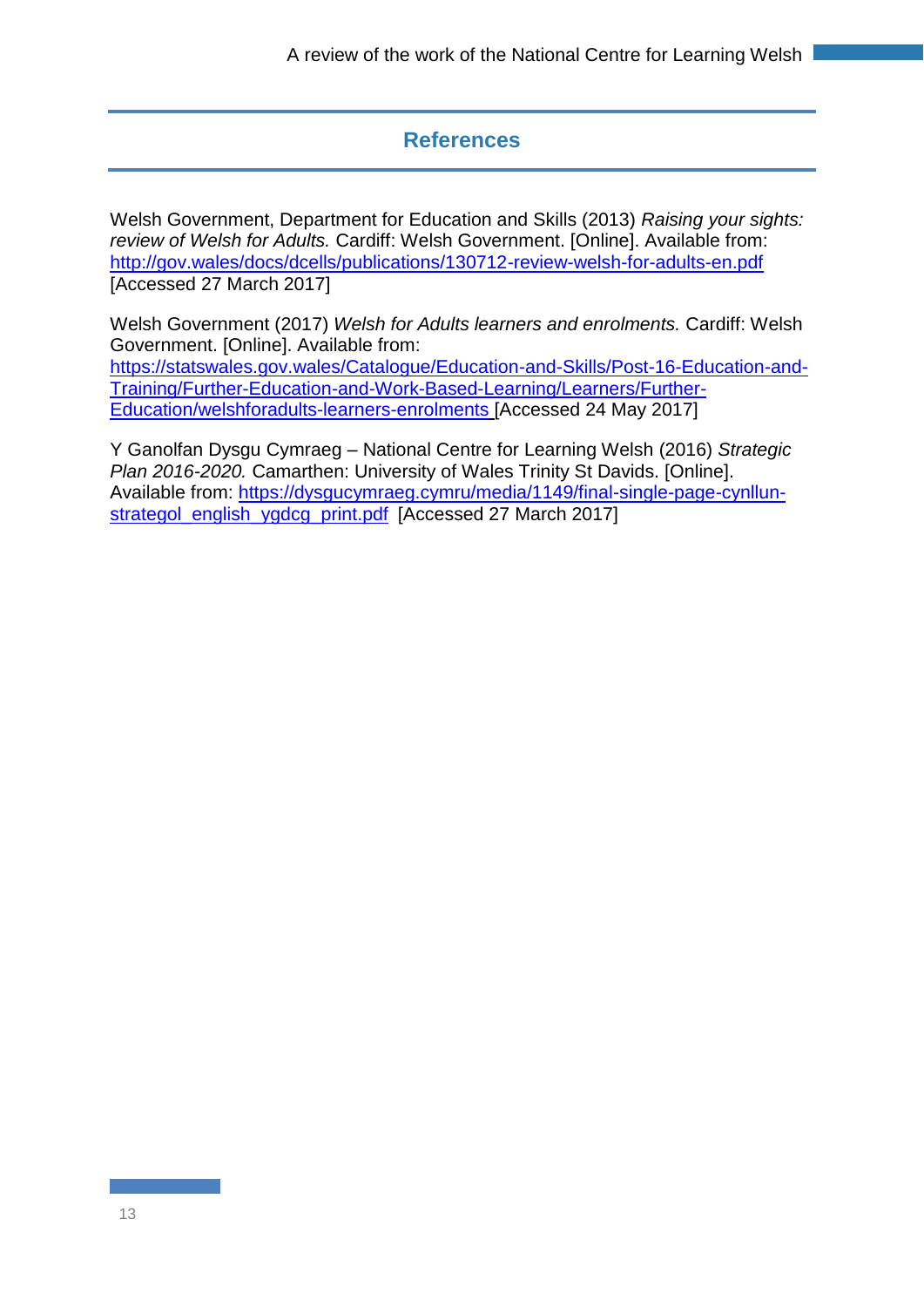## References

Welsh Government, Department for Education and Skills (2013) *Raising your sights: review of Welsh for Adults.* Cardiff: Welsh Government. [Online]. Available from: http://gov.wales/docs/dcells/publications/130712-review-welsh-for-adults-en.pdf [Accessed 27 March 2017]

Welsh Government (2017) *Welsh for Adults learners and enrolments.* Cardiff: Welsh Government. [Online]. Available from: https://statswales.gov.wales/Catalogue/Education-and-Skills/Post-16-Education-and-Training/Further-Education-and-Work-Based-Learning/Learners/Further-Education/welshforadults-learners-enrolments [Accessed 24 May 2017]

Y Ganolfan Dysgu Cymraeg – National Centre for Learning Welsh (2016) *Strategic Plan 2016-2020.* Camarthen: University of Wales Trinity St Davids. [Online]. Available from: https://dysgucymraeg.cymru/media/1149/final-single-page-cynllun-strategol_english_ygdcg_print.pdf [Accessed 27 March 2017]